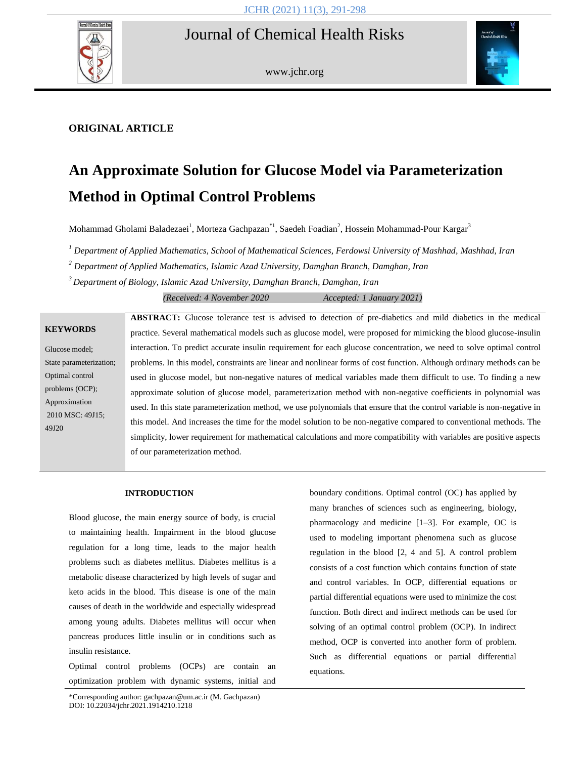ORIGINAL ARTICLE

# An Approximate Solution for Glucose Model via Parameterization Method in Optimal Control Problems

Mohammad Gholami Baladezaei[1], Morteza Gachpazan[*1], Saedeh Foadian[2], Hossein Mohammad-Pour Kargar[3]

[1] *Department of Applied Mathematics, School of Mathematical Sciences, Ferdowsi University of Mashhad, Mashhad, Iran*

[2] *Department of Applied Mathematics, Islamic Azad University, Damghan Branch, Damghan, Iran*

[3] *Department of Biology, Islamic Azad University, Damghan Branch, Damghan, Iran*

*(Received: 4 November 2020 Accepted: 1 January 2021)*

**KEYWORDS**

Glucose model;
State parameterization;
Optimal control problems (OCP);
Approximation
2010 MSC: 49J15; 49J20

**ABSTRACT:** Glucose tolerance test is advised to detection of pre-diabetics and mild diabetics in the medical practice. Several mathematical models such as glucose model, were proposed for mimicking the blood glucose-insulin interaction. To predict accurate insulin requirement for each glucose concentration, we need to solve optimal control problems. In this model, constraints are linear and nonlinear forms of cost function. Although ordinary methods can be used in glucose model, but non-negative natures of medical variables made them difficult to use. To finding a new approximate solution of glucose model, parameterization method with non-negative coefficients in polynomial was used. In this state parameterization method, we use polynomials that ensure that the control variable is non-negative in this model. And increases the time for the model solution to be non-negative compared to conventional methods. The simplicity, lower requirement for mathematical calculations and more compatibility with variables are positive aspects of our parameterization method.

## INTRODUCTION

Blood glucose, the main energy source of body, is crucial to maintaining health. Impairment in the blood glucose regulation for a long time, leads to the major health problems such as diabetes mellitus. Diabetes mellitus is a metabolic disease characterized by high levels of sugar and keto acids in the blood. This disease is one of the main causes of death in the worldwide and especially widespread among young adults. Diabetes mellitus will occur when pancreas produces little insulin or in conditions such as insulin resistance.

Optimal control problems (OCPs) are contain an optimization problem with dynamic systems, initial and boundary conditions. Optimal control (OC) has applied by many branches of sciences such as engineering, biology, pharmacology and medicine [1–3]. For example, OC is used to modeling important phenomena such as glucose regulation in the blood [2, 4 and 5]. A control problem consists of a cost function which contains function of state and control variables. In OCP, differential equations or partial differential equations were used to minimize the cost function. Both direct and indirect methods can be used for solving of an optimal problem (OCP). In indirect method, OCP is converted into another form of problem. Such as differential equations or partial differential equations.

*Corresponding author: gachpazan@um.ac.ir (M. Gachpazan)
DOI: 10.22034/jchr.2021.1914210.1218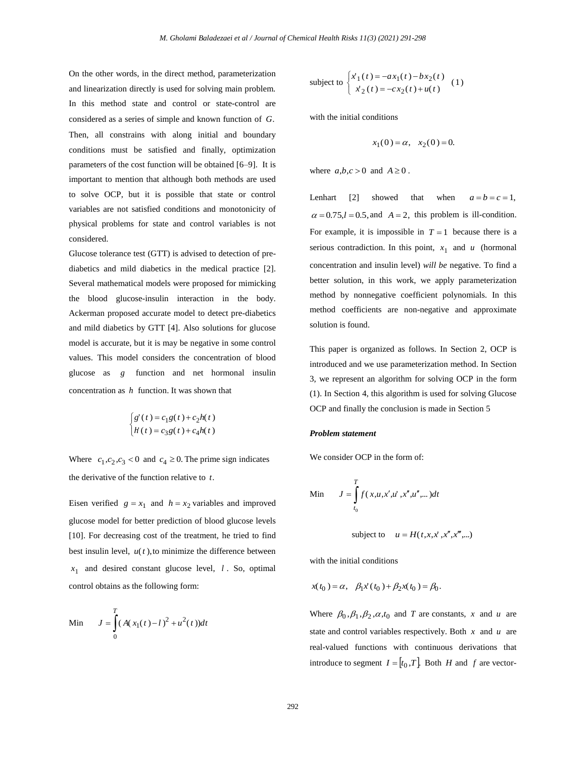On the other words, in the direct method, parameterization and linearization directly is used for solving main problem. In this method state and control or state-control are considered as a series of simple and known function of $G$. Then, all constrains with along initial and boundary conditions must be satisfied and finally, optimization parameters of the cost function will be obtained [6–9]. It is important to mention that although both methods are used to solve OCP, but it is possible that state or control variables are not satisfied conditions and monotonicity of physical problems for state and control variables is not considered.

Glucose tolerance test (GTT) is advised to detection of pre-diabetics and mild diabetics in the medical practice [2]. Several mathematical models were proposed for mimicking the blood glucose-insulin interaction in the body. Ackerman proposed accurate model to detect pre-diabetics and mild diabetics by GTT [4]. Also solutions for glucose model is accurate, but it is may be negative in some control values. This model considers the concentration of blood glucose as $g$ function and net hormonal insulin concentration as $h$ function. It was shown that

$$\begin{cases} g'(t) = c_1 g(t) + c_2 h(t) \\ h'(t) = c_3 g(t) + c_4 h(t) \end{cases}$$

Where $c_1, c_2, c_3 < 0$ and $c_4 \geq 0$. The prime sign indicates the derivative of the function relative to $t$.

Eisen verified $g = x_1$ and $h = x_2$ variables and improved glucose model for better prediction of blood glucose levels [10]. For decreasing cost of the treatment, he tried to find best insulin level, $u(t)$, to minimize the difference between $x_1$ and desired constant glucose level, $l$. So, optimal control obtains as the following form:

$$\text{Min} \quad J = \int_0^T (A(x_1(t) - l)^2 + u^2(t))dt$$

$$\text{subject to} \begin{cases} x'_1(t) = -a x_1(t) - b x_2(t) \\ x'_2(t) = -c x_2(t) + u(t) \end{cases} \quad (1)$$

with the initial conditions

$$x_1(0) = \alpha, \quad x_2(0) = 0.$$

where $a, b, c > 0$ and $A \geq 0$.

Lenhart [2] showed that when $a = b = c = 1$, $\alpha = 0.75, l = 0.5,$ and $A = 2$, this problem is ill-condition. For example, it is impossible in $T = 1$ because there is a serious contradiction. In this point, $x_1$ and $u$ (hormonal concentration and insulin level) *will be* negative. To find a better solution, in this work, we apply parameterization method by nonnegative coefficient polynomials. In this method coefficients are non-negative and approximate solution is found.

This paper is organized as follows. In Section 2, OCP is introduced and we use parameterization method. In Section 3, we represent an algorithm for solving OCP in the form (1). In Section 4, this algorithm is used for solving Glucose OCP and finally the conclusion is made in Section 5

***Problem statement***

We consider OCP in the form of:

$$\text{Min} \quad J = \int_{t_0}^T f(x, u, x', u', x'', u'', \ldots)dt$$

$$\text{subject to} \quad u = H(t, x, x', x'', x''', \ldots)$$

with the initial conditions

$$x(t_0) = \alpha, \quad \beta_1 x'(t_0) + \beta_2 x(t_0) = \beta_0.$$

Where $\beta_0, \beta_1, \beta_2, \alpha, t_0$ and $T$ are constants, $x$ and $u$ are state and control variables respectively. Both $x$ and $u$ are real-valued functions with continuous derivations that introduce to segment $I = [t_0, T]$. Both $H$ and $f$ are vector-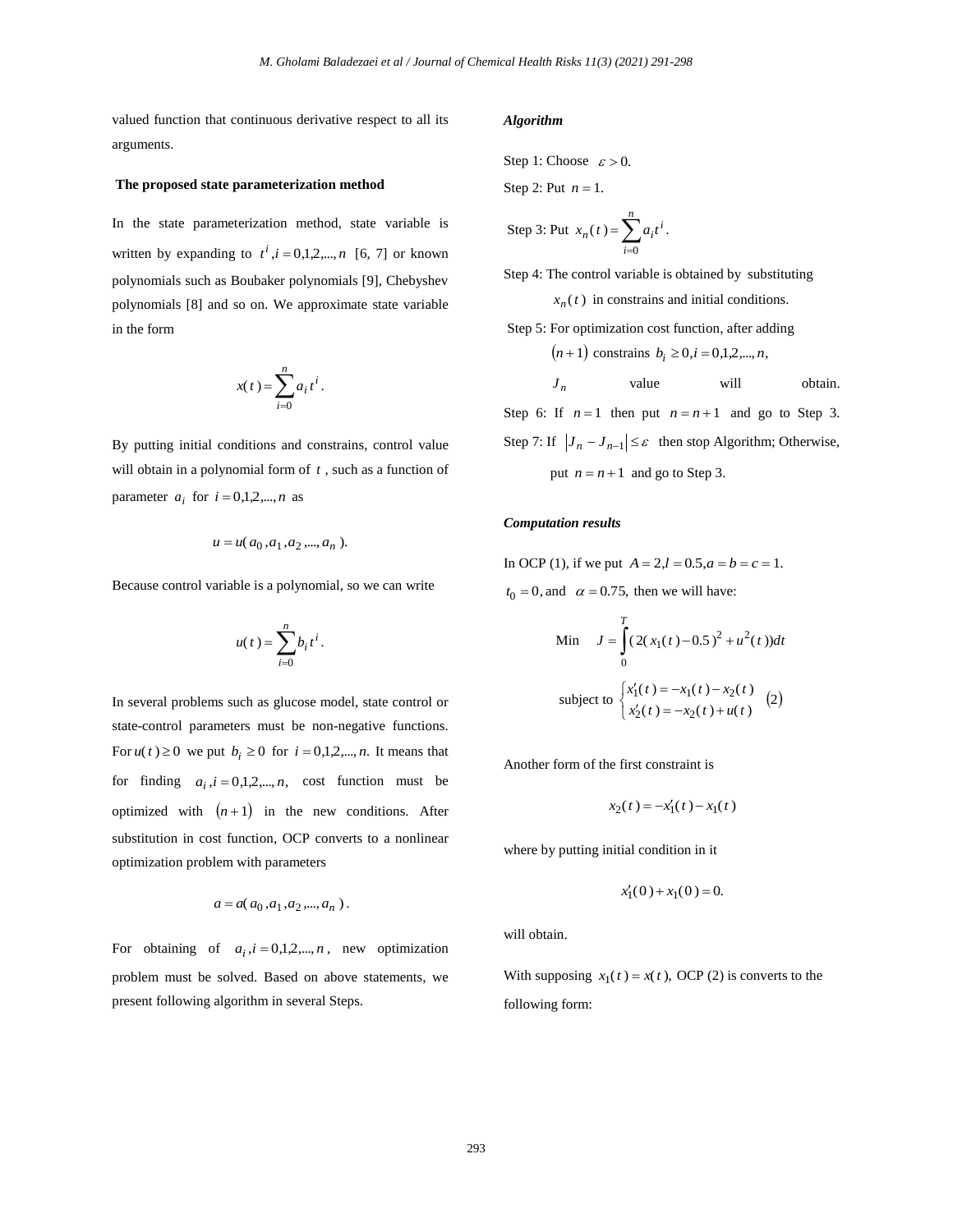valued function that continuous derivative respect to all its arguments.

## The proposed state parameterization method

In the state parameterization method, state variable is written by expanding to $t^i, i=0,1,2,...,n$ [6, 7] or known polynomials such as Boubaker polynomials [9], Chebyshev polynomials [8] and so on. We approximate state variable in the form

$$x(t)=\sum_{i=0}^{n} a_i t^i .$$

By putting initial conditions and constrains, control value will obtain in a polynomial form of $t$, such as a function of parameter $a_i$ for $i=0,1,2,...,n$ as

$$u=u(a_0, a_1, a_2, ..., a_n).$$

Because control variable is a polynomial, so we can write

$$u(t)=\sum_{i=0}^{n} b_i t^i .$$

In several problems such as glucose model, state control or state-control parameters must be non-negative functions. For $u(t)\geq 0$ we put $b_i \geq 0$ for $i=0,1,2,...,n.$ It means that for finding $a_i, i=0,1,2,...,n,$ cost function must be optimized with $(n+1)$ in the new conditions. After substitution in cost function, OCP converts to a nonlinear optimization problem with parameters

$$a=a(a_0, a_1, a_2, ..., a_n).$$

For obtaining of $a_i, i=0,1,2,...,n$, new optimization problem must be solved. Based on above statements, we present following algorithm in several Steps.

### *Algorithm*

Step 1: Choose $\varepsilon > 0.$

Step 2: Put $n=1.$

Step 3: Put $x_n(t)=\sum_{i=0}^{n} a_i t^i .$

Step 4: The control variable is obtained by substituting $x_n(t)$ in constrains and initial conditions.

Step 5: For optimization cost function, after adding $(n+1)$ constrains $b_i \geq 0, i=0,1,2,...,n,$ $J_n$ value will obtain.

Step 6: If $n=1$ then put $n=n+1$ and go to Step 3.

Step 7: If $\left|J_n - J_{n-1}\right| \leq \varepsilon$ then stop Algorithm; Otherwise, put $n=n+1$ and go to Step 3.

### *Computation results*

In OCP (1), if we put $A=2, l=0.5, a=b=c=1.$ $t_0=0$, and $\alpha=0.75,$ then we will have:

$$\text{Min} \quad J=\int_0^T (2(x_1(t)-0.5)^2+u^2(t))dt$$

$$\text{subject to} \begin{cases} x_1'(t)=-x_1(t)-x_2(t) \\ x_2'(t)=-x_2(t)+u(t) \end{cases} \quad (2)$$

Another form of the first constraint is

$$x_2(t)=-x_1'(t)-x_1(t)$$

where by putting initial condition in it

$$x_1'(0)+x_1(0)=0.$$

will obtain.

With supposing $x_1(t)=x(t),$ OCP (2) is converts to the following form: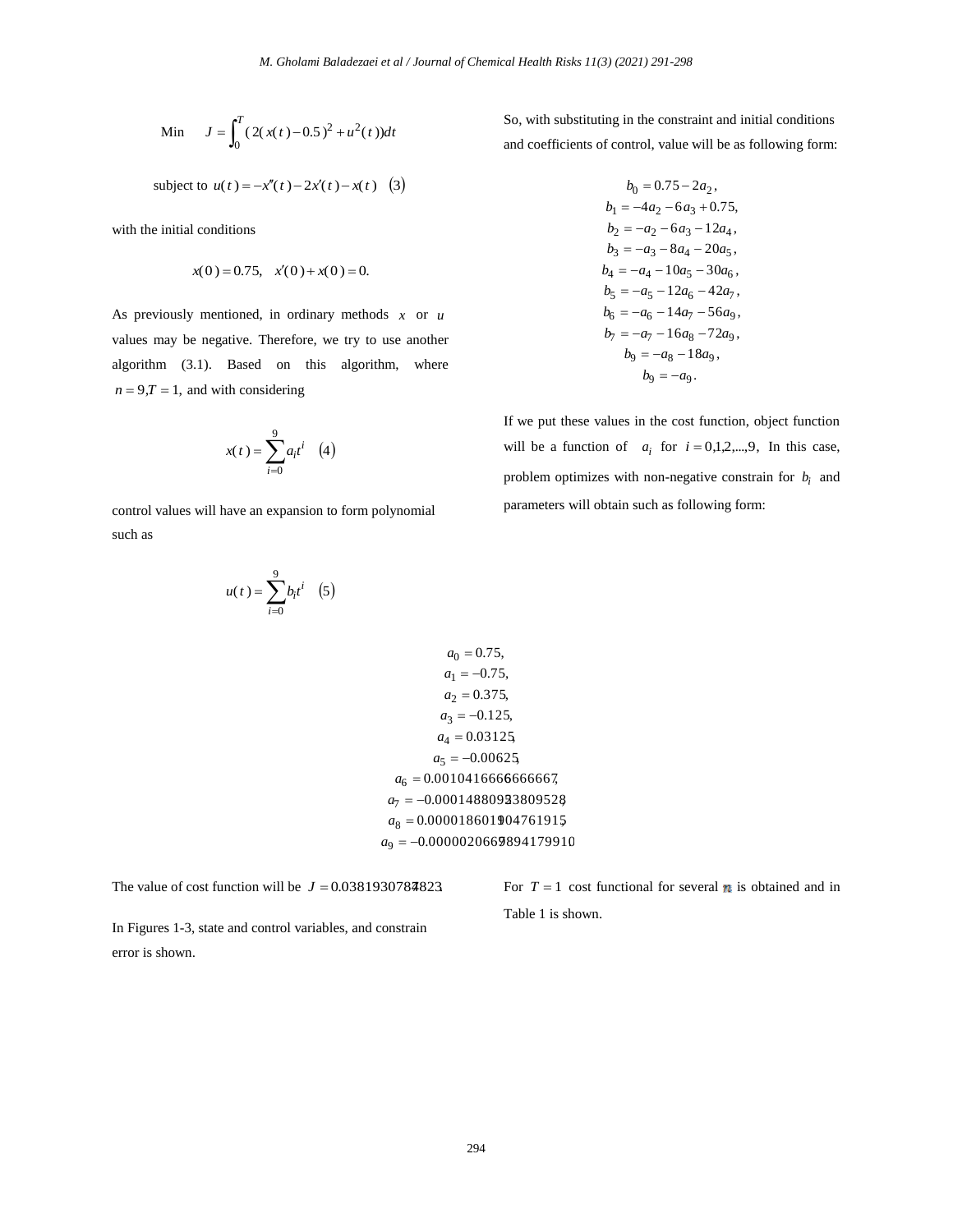$$\text{Min} \quad J = \int_0^T (2(x(t) - 0.5)^2 + u^2(t))dt$$

$$\text{subject to } u(t) = -x''(t) - 2x'(t) - x(t) \quad (3)$$

with the initial conditions

$$x(0) = 0.75, \quad x'(0) + x(0) = 0.$$

As previously mentioned, in ordinary methods $x$ or $u$ values may be negative. Therefore, we try to use another algorithm (3.1). Based on this algorithm, where $n = 9, T = 1,$ and with considering

$$x(t) = \sum_{i=0}^{9} a_i t^i \quad (4)$$

control values will have an expansion to form polynomial such as

$$u(t) = \sum_{i=0}^{9} b_i t^i \quad (5)$$

So, with substituting in the constraint and initial conditions and coefficients of control, value will be as following form:

$$
\begin{aligned}
b_0 &= 0.75 - 2a_2, \\
b_1 &= -4a_2 - 6a_3 + 0.75, \\
b_2 &= -a_2 - 6a_3 - 12a_4, \\
b_3 &= -a_3 - 8a_4 - 20a_5, \\
b_4 &= -a_4 - 10a_5 - 30a_6, \\
b_5 &= -a_5 - 12a_6 - 42a_7, \\
b_6 &= -a_6 - 14a_7 - 56a_9, \\
b_7 &= -a_7 - 16a_8 - 72a_9, \\
b_9 &= -a_8 - 18a_9, \\
b_9 &= -a_9.
\end{aligned}
$$

If we put these values in the cost function, object function will be a function of $a_i$ for $i = 0,1,2,...,9$, In this case, problem optimizes with non-negative constrain for $b_i$ and parameters will obtain such as following form:

$$
\begin{aligned}
a_0 &= 0.75, \\
a_1 &= -0.75, \\
a_2 &= 0.375, \\
a_3 &= -0.125, \\
a_4 &= 0.03125, \\
a_5 &= -0.00625, \\
a_6 &= 0.0010416666666667, \\
a_7 &= -0.000148809523809528, \\
a_8 &= 0.0000186011904761915, \\
a_9 &= -0.00000206679894179910
\end{aligned}
$$

The value of cost function will be $J = 0.03819307874823$.

In Figures 1-3, state and control variables, and constrain error is shown.

For $T = 1$ cost functional for several $n$ is obtained and in Table 1 is shown.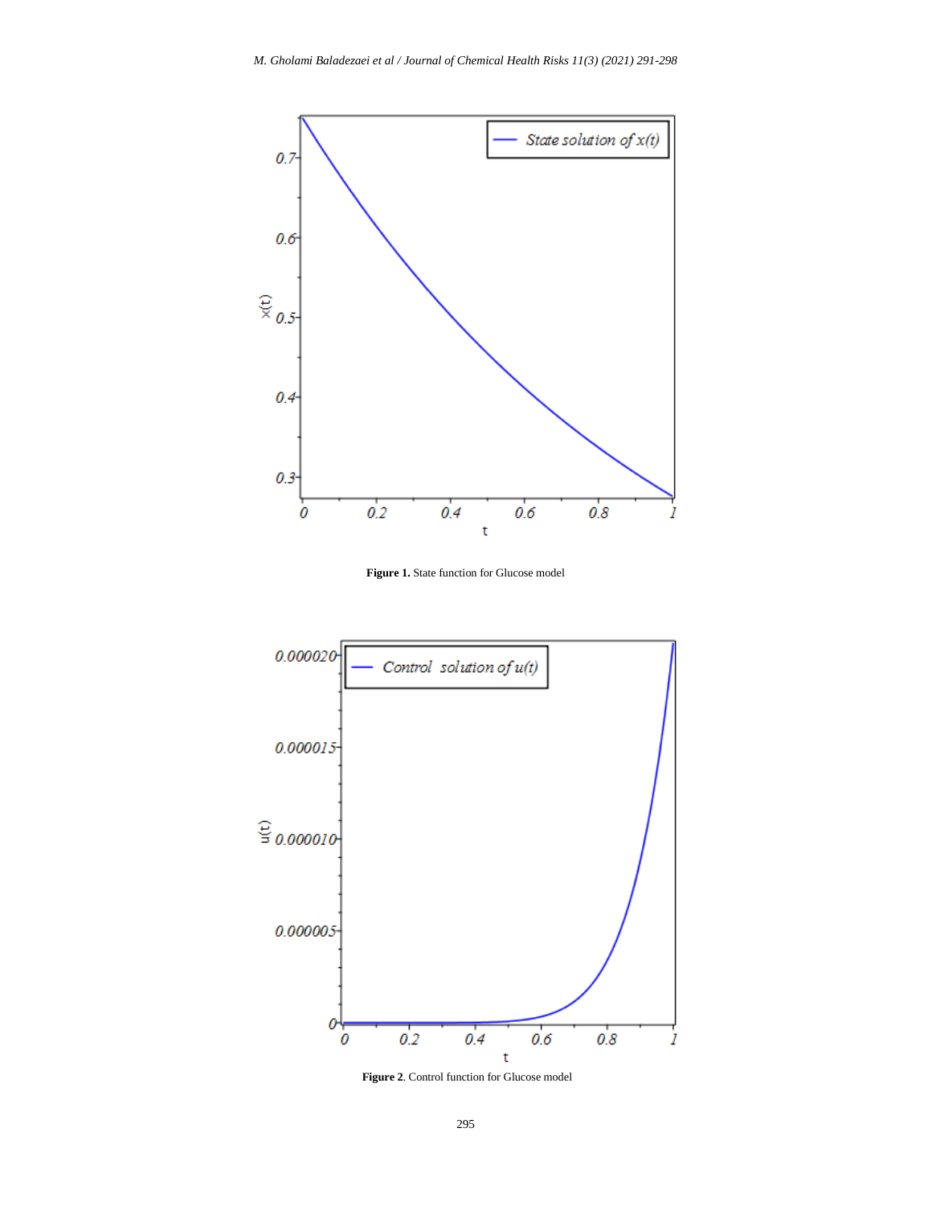Figure 1. State function for Glucose model

Figure 2. Control function for Glucose model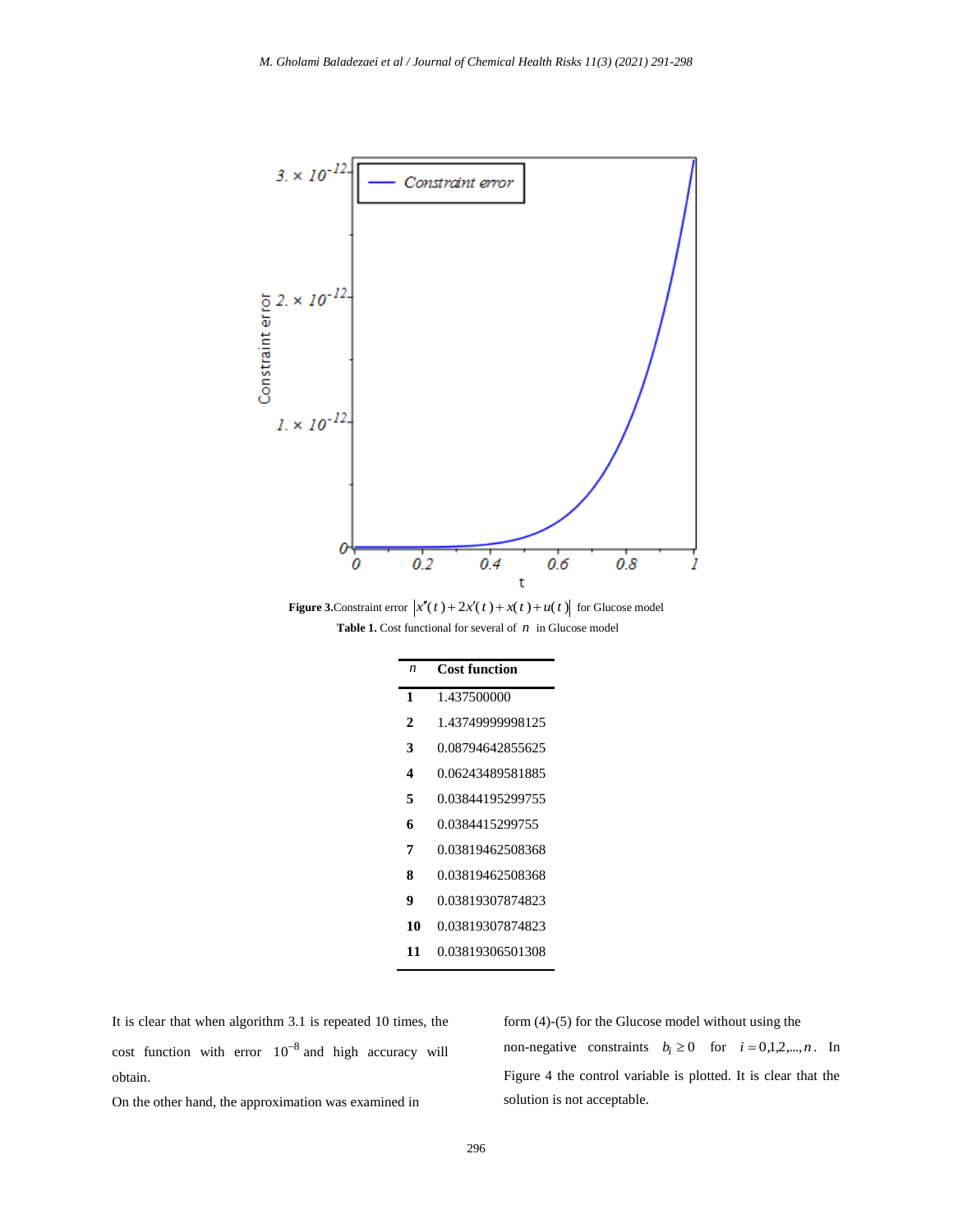Figure 3. Constraint error $|x''(t)+2x'(t)+x(t)+u(t)|$ for Glucose model

**Table 1.** Cost functional for several of $n$ in Glucose model

| $n$ | Cost function |
|---|---|
| **1** | 1.437500000 |
| **2** | 1.43749999998125 |
| **3** | 0.08794642855625 |
| **4** | 0.06243489581885 |
| **5** | 0.03844195299755 |
| **6** | 0.0384415299755 |
| **7** | 0.03819462508368 |
| **8** | 0.03819462508368 |
| **9** | 0.03819307874823 |
| **10** | 0.03819307874823 |
| **11** | 0.03819306501308 |

It is clear that when algorithm 3.1 is repeated 10 times, the cost function with error $10^{-8}$ and high accuracy will obtain.

On the other hand, the approximation was examined in form (4)-(5) for the Glucose model without using the non-negative constraints $b_i \geq 0$ for $i = 0,1,2,\ldots,n$. In Figure 4 the control variable is plotted. It is clear that the solution is not acceptable.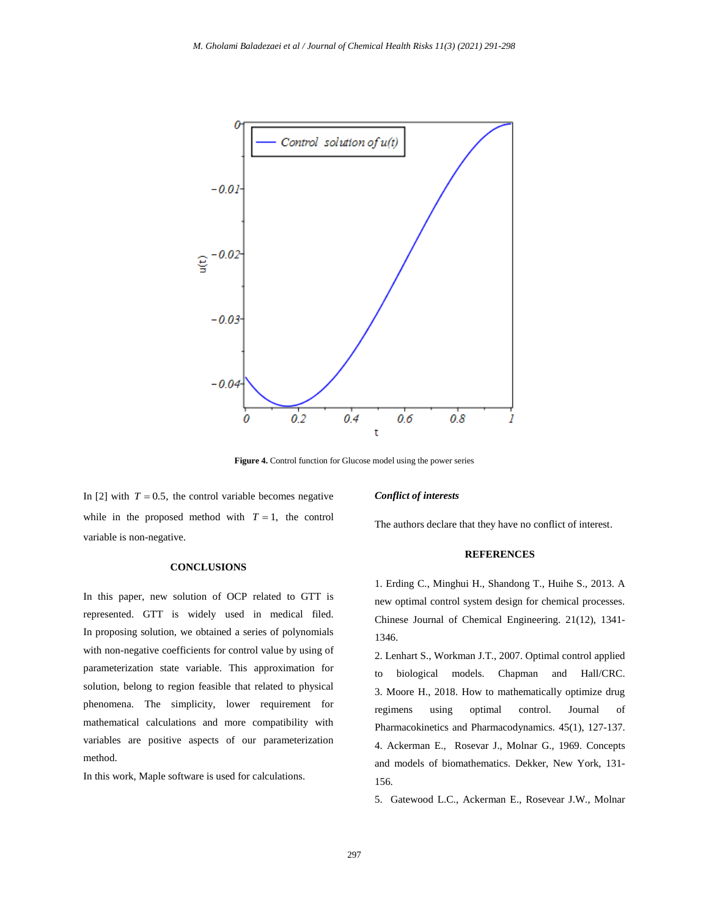Figure 4. Control function for Glucose model using the power series

In [2] with $T = 0.5$, the control variable becomes negative while in the proposed method with $T = 1$, the control variable is non-negative.

## CONCLUSIONS

In this paper, new solution of OCP related to GTT is represented. GTT is widely used in medical filed. In proposing solution, we obtained a series of polynomials with non-negative coefficients for control value by using of parameterization state variable. This approximation for solution, belong to region feasible that related to physical phenomena. The simplicity, lower requirement for mathematical calculations and more compatibility with variables are positive aspects of our parameterization method.

In this work, Maple software is used for calculations.

***Conflict of interests***

The authors declare that they have no conflict of interest.

## REFERENCES

1. Erding C., Minghui H., Shandong T., Huihe S., 2013. A new optimal control system design for chemical processes. Chinese Journal of Chemical Engineering. 21(12), 1341-1346.
2. Lenhart S., Workman J.T., 2007. Optimal control applied to biological models. Chapman and Hall/CRC.
3. Moore H., 2018. How to mathematically optimize drug regimens using optimal control. Journal of Pharmacokinetics and Pharmacodynamics. 45(1), 127-137.
4. Ackerman E., Rosevar J., Molnar G., 1969. Concepts and models of biomathematics. Dekker, New York, 131-156.
5. Gatewood L.C., Ackerman E., Rosevear J.W., Molnar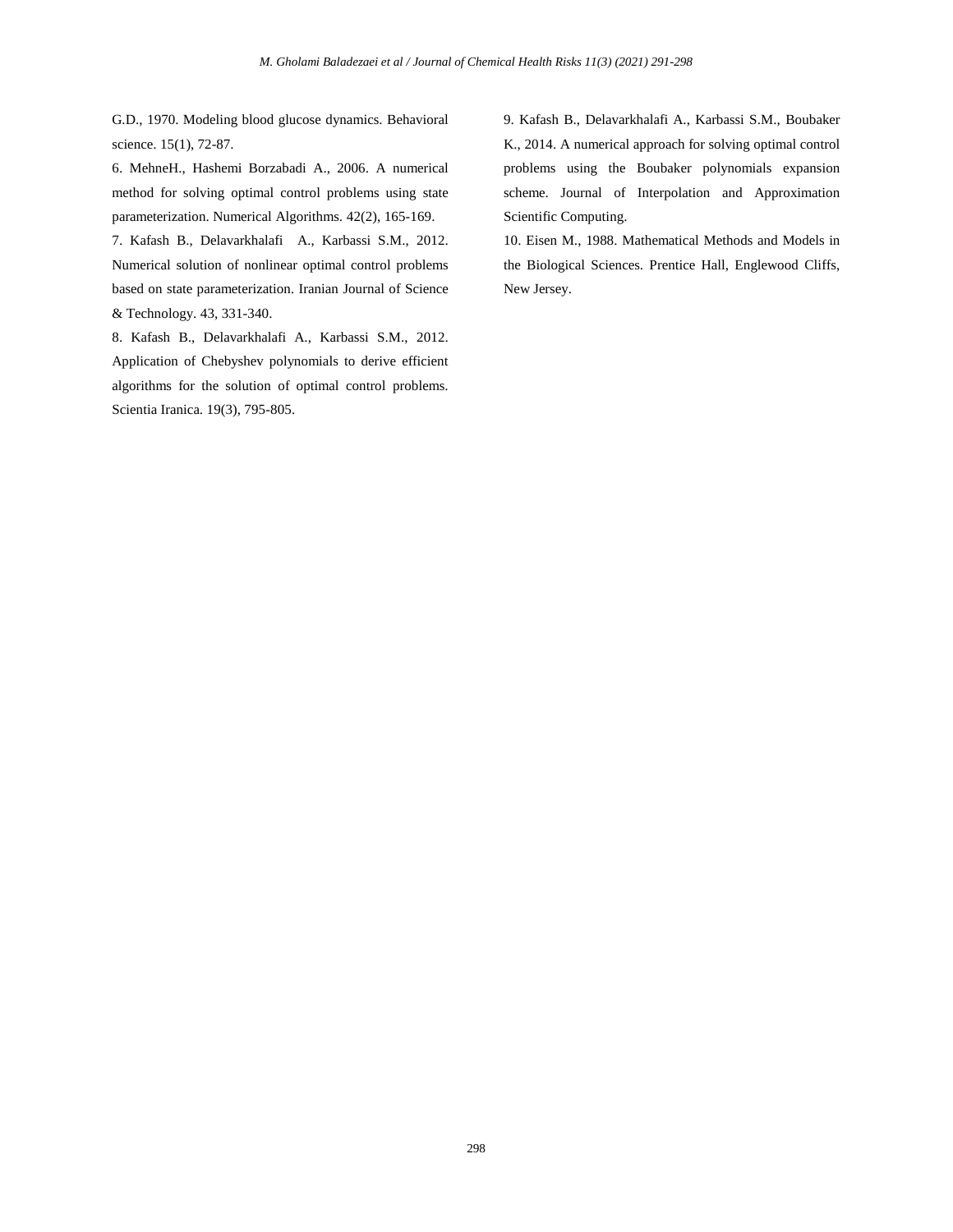G.D., 1970. Modeling blood glucose dynamics. Behavioral science. 15(1), 72-87.

6. MehneH., Hashemi Borzabadi A., 2006. A numerical method for solving optimal control problems using state parameterization. Numerical Algorithms. 42(2), 165-169.

7. Kafash B., Delavarkhalafi A., Karbassi S.M., 2012. Numerical solution of nonlinear optimal control problems based on state parameterization. Iranian Journal of Science & Technology. 43, 331-340.

8. Kafash B., Delavarkhalafi A., Karbassi S.M., 2012. Application of Chebyshev polynomials to derive efficient algorithms for the solution of optimal control problems. Scientia Iranica. 19(3), 795-805.

9. Kafash B., Delavarkhalafi A., Karbassi S.M., Boubaker K., 2014. A numerical approach for solving optimal control problems using the Boubaker polynomials expansion scheme. Journal of Interpolation and Approximation Scientific Computing.

10. Eisen M., 1988. Mathematical Methods and Models in the Biological Sciences. Prentice Hall, Englewood Cliffs, New Jersey.